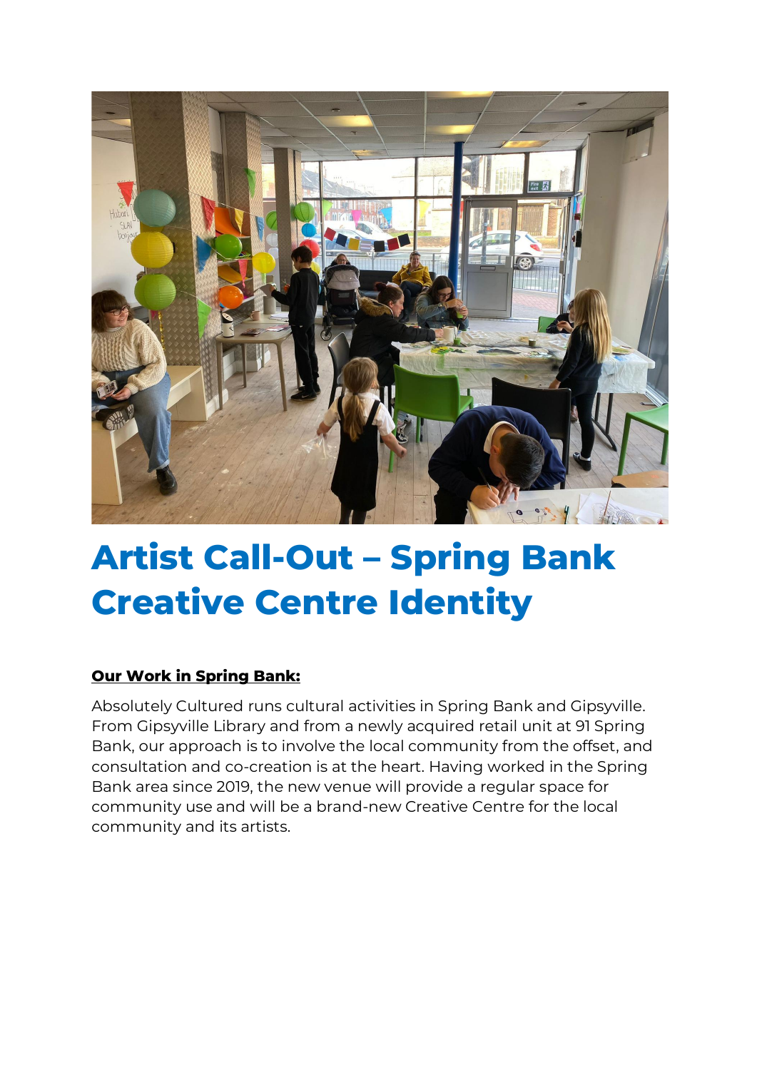# Artist Call-Out – Spring Bank Creative Centre Identity

**Our Work in Spring Bank:**

Absolutely Cultured runs cultural activities in Spring Bank and Gipsyville. From Gipsyville Library and from a newly acquired retail unit at 91 Spring Bank, our approach is to involve the local community from the offset, and consultation and co-creation is at the heart. Having worked in the Spring Bank area since 2019, the new venue will provide a regular space for community use and will be a brand-new Creative Centre for the local community and its artists.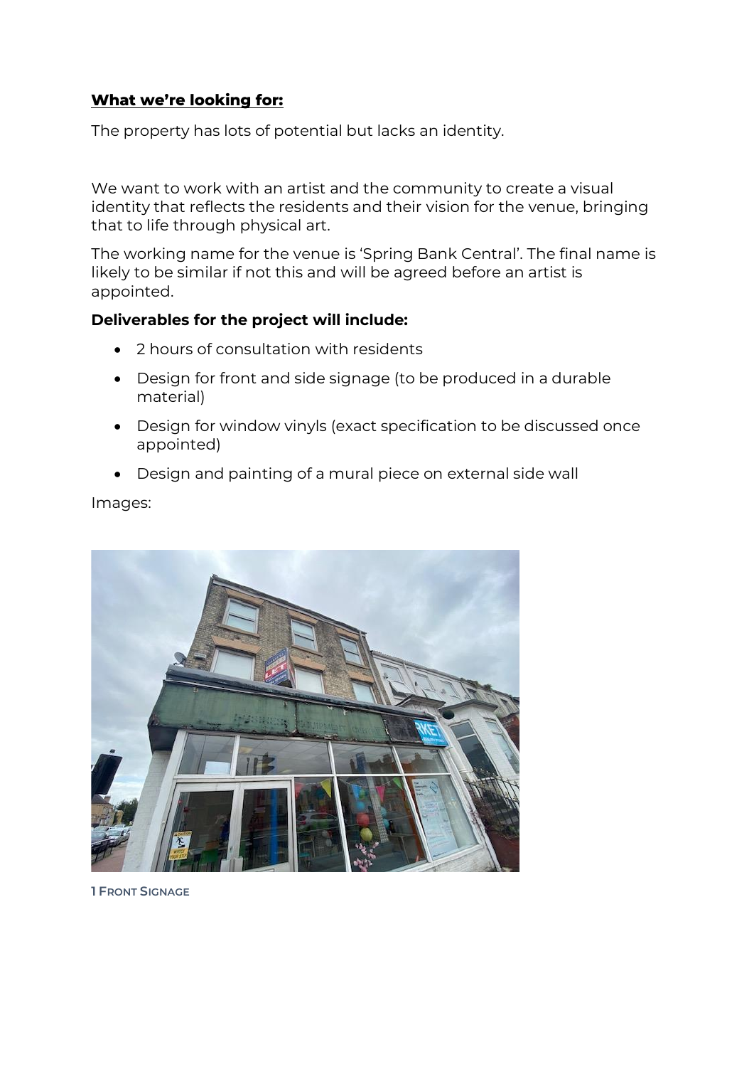**What we're looking for:**

The property has lots of potential but lacks an identity.

We want to work with an artist and the community to create a visual identity that reflects the residents and their vision for the venue, bringing that to life through physical art.

The working name for the venue is 'Spring Bank Central'. The final name is likely to be similar if not this and will be agreed before an artist is appointed.

**Deliverables for the project will include:**

- 2 hours of consultation with residents
- Design for front and side signage (to be produced in a durable material)
- Design for window vinyls (exact specification to be discussed once appointed)
- Design and painting of a mural piece on external side wall

Images:

1 Front Signage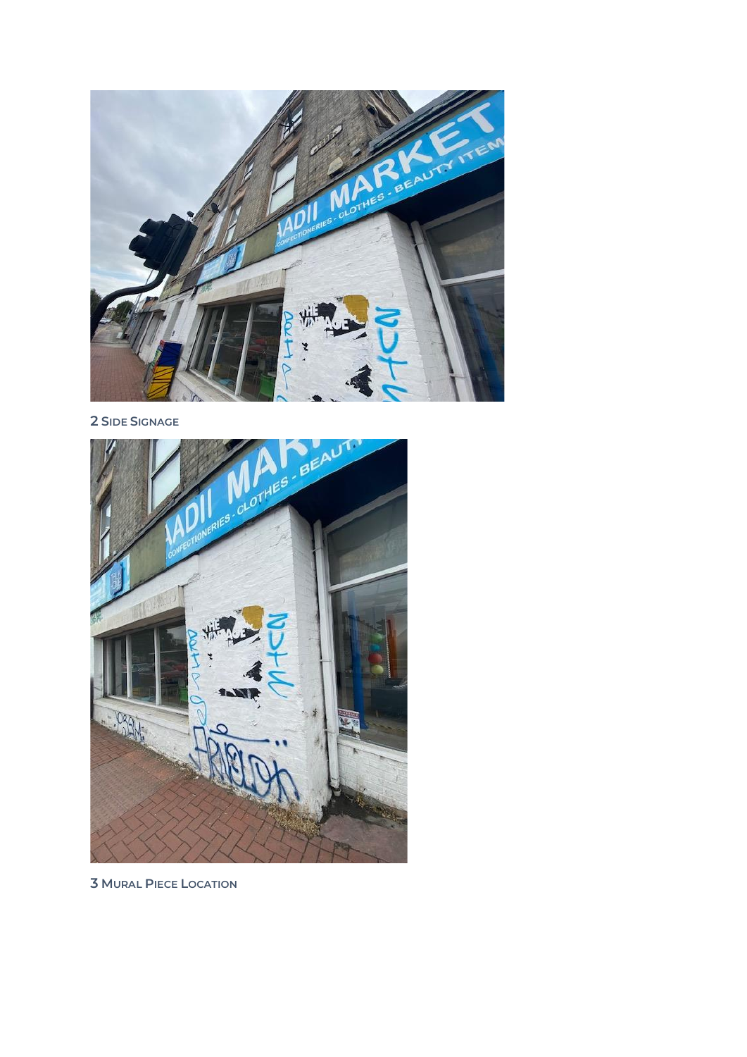2 Side Signage

3 Mural Piece Location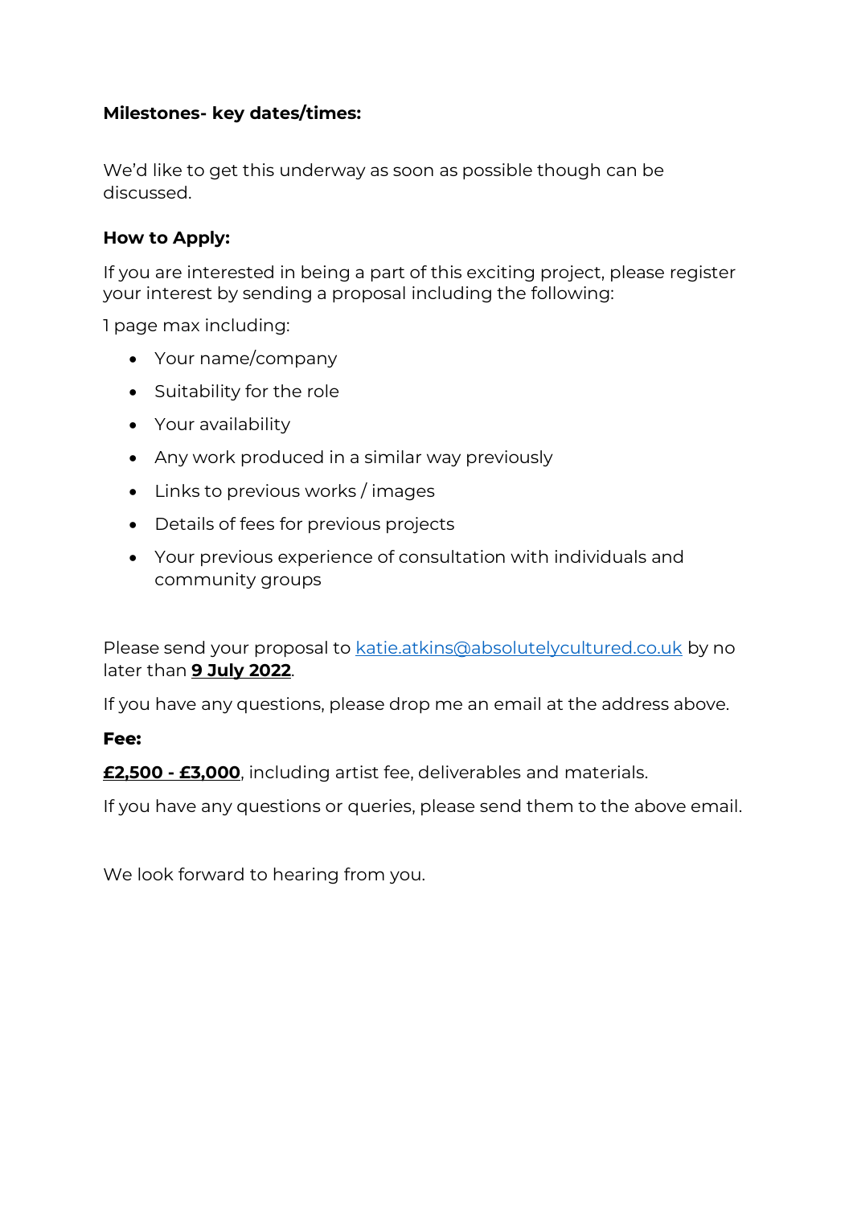**Milestones- key dates/times:**

We'd like to get this underway as soon as possible though can be discussed.

**How to Apply:**

If you are interested in being a part of this exciting project, please register your interest by sending a proposal including the following:

1 page max including:

- Your name/company
- Suitability for the role
- Your availability
- Any work produced in a similar way previously
- Links to previous works / images
- Details of fees for previous projects
- Your previous experience of consultation with individuals and community groups

Please send your proposal to katie.atkins@absolutelycultured.co.uk by no later than **9 July 2022**.

If you have any questions, please drop me an email at the address above.

**Fee:**

**£2,500 - £3,000**, including artist fee, deliverables and materials.

If you have any questions or queries, please send them to the above email.

We look forward to hearing from you.